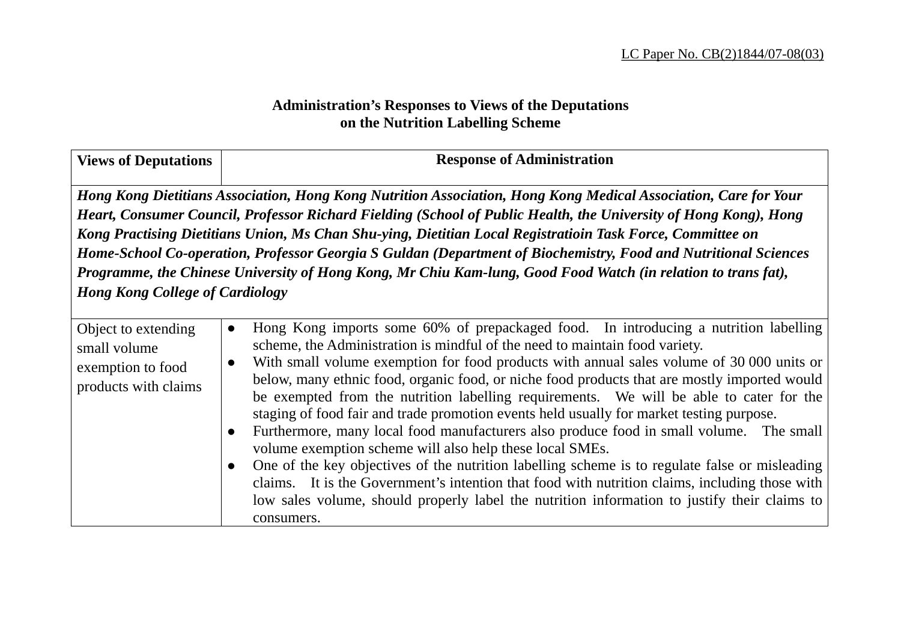LC Paper No. CB(2)1844/07-08(03)

**Administration's Responses to Views of the Deputations on the Nutrition Labelling Scheme**

| Views of Deputations | Response of Administration |
|---|---|
| ***Hong Kong Dietitians Association, Hong Kong Nutrition Association, Hong Kong Medical Association, Care for Your Heart, Consumer Council, Professor Richard Fielding (School of Public Health, the University of Hong Kong), Hong Kong Practising Dietitians Union, Ms Chan Shu-ying, Dietitian Local Registratioin Task Force, Committee on Home-School Co-operation, Professor Georgia S Guldan (Department of Biochemistry, Food and Nutritional Sciences Programme, the Chinese University of Hong Kong, Mr Chiu Kam-lung, Good Food Watch (in relation to trans fat), Hong Kong College of Cardiology*** | |
| Object to extending small volume exemption to food products with claims | ● Hong Kong imports some 60% of prepackaged food. In introducing a nutrition labelling scheme, the Administration is mindful of the need to maintain food variety.<br>● With small volume exemption for food products with annual sales volume of 30 000 units or below, many ethnic food, organic food, or niche food products that are mostly imported would be exempted from the nutrition labelling requirements. We will be able to cater for the staging of food fair and trade promotion events held usually for market testing purpose.<br>● Furthermore, many local food manufacturers also produce food in small volume. The small volume exemption scheme will also help these local SMEs.<br>● One of the key objectives of the nutrition labelling scheme is to regulate false or misleading claims. It is the Government's intention that food with nutrition claims, including those with low sales volume, should properly label the nutrition information to justify their claims to consumers. |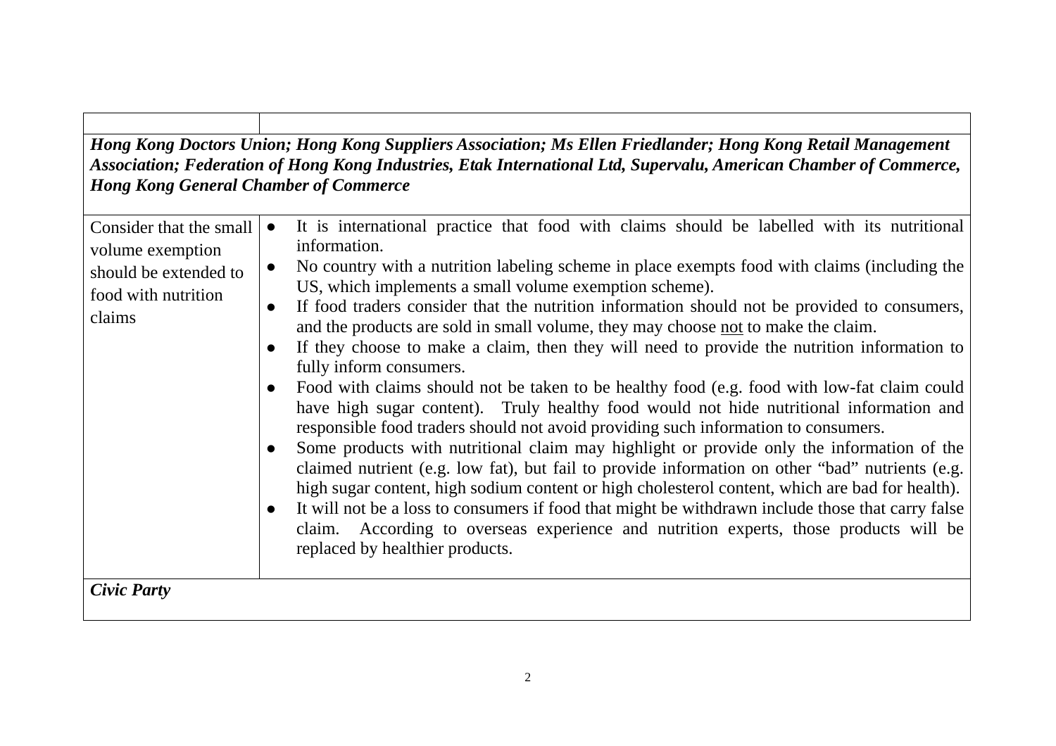| | |
|---|---|
| ***Hong Kong Doctors Union; Hong Kong Suppliers Association; Ms Ellen Friedlander; Hong Kong Retail Management Association; Federation of Hong Kong Industries, Etak International Ltd, Supervalu, American Chamber of Commerce, Hong Kong General Chamber of Commerce*** | |
| Consider that the small volume exemption should be extended to food with nutrition claims | ● It is international practice that food with claims should be labelled with its nutritional information.<br>● No country with a nutrition labeling scheme in place exempts food with claims (including the US, which implements a small volume exemption scheme).<br>● If food traders consider that the nutrition information should not be provided to consumers, and the products are sold in small volume, they may choose <u>not</u> to make the claim.<br>● If they choose to make a claim, then they will need to provide the nutrition information to fully inform consumers.<br>● Food with claims should not be taken to be healthy food (e.g. food with low-fat claim could have high sugar content). Truly healthy food would not hide nutritional information and responsible food traders should not avoid providing such information to consumers.<br>● Some products with nutritional claim may highlight or provide only the information of the claimed nutrient (e.g. low fat), but fail to provide information on other "bad" nutrients (e.g. high sugar content, high sodium content or high cholesterol content, which are bad for health).<br>● It will not be a loss to consumers if food that might be withdrawn include those that carry false claim. According to overseas experience and nutrition experts, those products will be replaced by healthier products. |
| ***Civic Party*** | |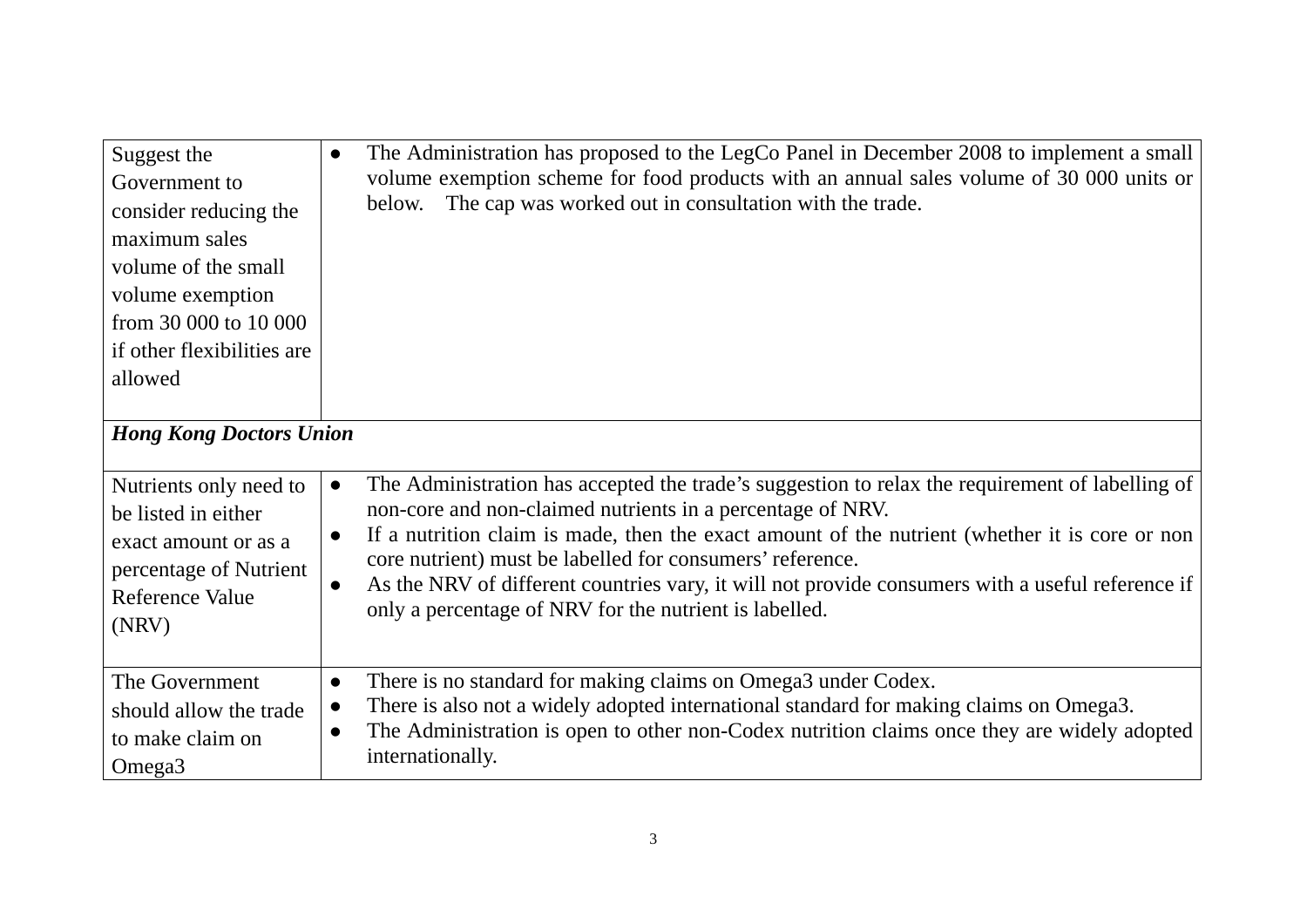| | |
|---|---|
| Suggest the Government to consider reducing the maximum sales volume of the small volume exemption from 30 000 to 10 000 if other flexibilities are allowed | • The Administration has proposed to the LegCo Panel in December 2008 to implement a small volume exemption scheme for food products with an annual sales volume of 30 000 units or below. The cap was worked out in consultation with the trade. |
| ***Hong Kong Doctors Union*** | |
| Nutrients only need to be listed in either exact amount or as a percentage of Nutrient Reference Value (NRV) | • The Administration has accepted the trade's suggestion to relax the requirement of labelling of non-core and non-claimed nutrients in a percentage of NRV.<br>• If a nutrition claim is made, then the exact amount of the nutrient (whether it is core or non core nutrient) must be labelled for consumers' reference.<br>• As the NRV of different countries vary, it will not provide consumers with a useful reference if only a percentage of NRV for the nutrient is labelled. |
| The Government should allow the trade to make claim on Omega3 | • There is no standard for making claims on Omega3 under Codex.<br>• There is also not a widely adopted international standard for making claims on Omega3.<br>• The Administration is open to other non-Codex nutrition claims once they are widely adopted internationally. |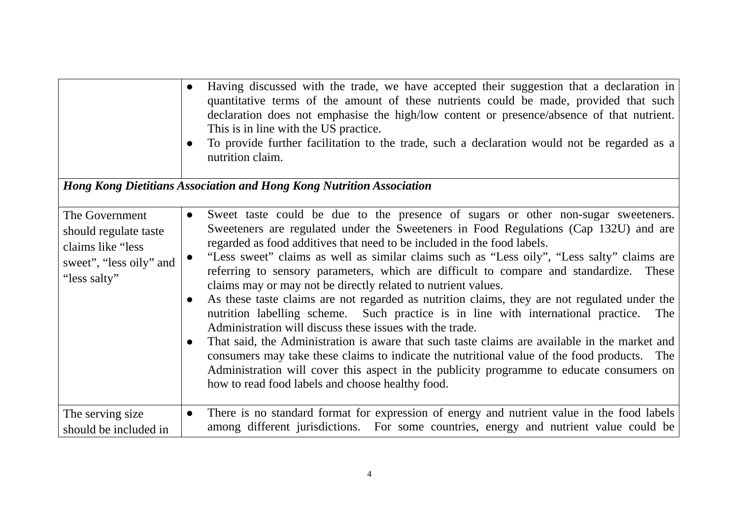| | |
|---|---|
| | <ul><li>Having discussed with the trade, we have accepted their suggestion that a declaration in quantitative terms of the amount of these nutrients could be made, provided that such declaration does not emphasise the high/low content or presence/absence of that nutrient. This is in line with the US practice.</li><li>To provide further facilitation to the trade, such a declaration would not be regarded as a nutrition claim.</li></ul> |
| ***Hong Kong Dietitians Association and Hong Kong Nutrition Association*** | |
| The Government should regulate taste claims like "less sweet", "less oily" and "less salty" | <ul><li>Sweet taste could be due to the presence of sugars or other non-sugar sweeteners. Sweeteners are regulated under the Sweeteners in Food Regulations (Cap 132U) and are regarded as food additives that need to be included in the food labels.</li><li>"Less sweet" claims as well as similar claims such as "Less oily", "Less salty" claims are referring to sensory parameters, which are difficult to compare and standardize. These claims may or may not be directly related to nutrient values.</li><li>As these taste claims are not regarded as nutrition claims, they are not regulated under the nutrition labelling scheme. Such practice is in line with international practice. The Administration will discuss these issues with the trade.</li><li>That said, the Administration is aware that such taste claims are available in the market and consumers may take these claims to indicate the nutritional value of the food products. The Administration will cover this aspect in the publicity programme to educate consumers on how to read food labels and choose healthy food.</li></ul> |
| The serving size should be included in | <ul><li>There is no standard format for expression of energy and nutrient value in the food labels among different jurisdictions. For some countries, energy and nutrient value could be</li></ul> |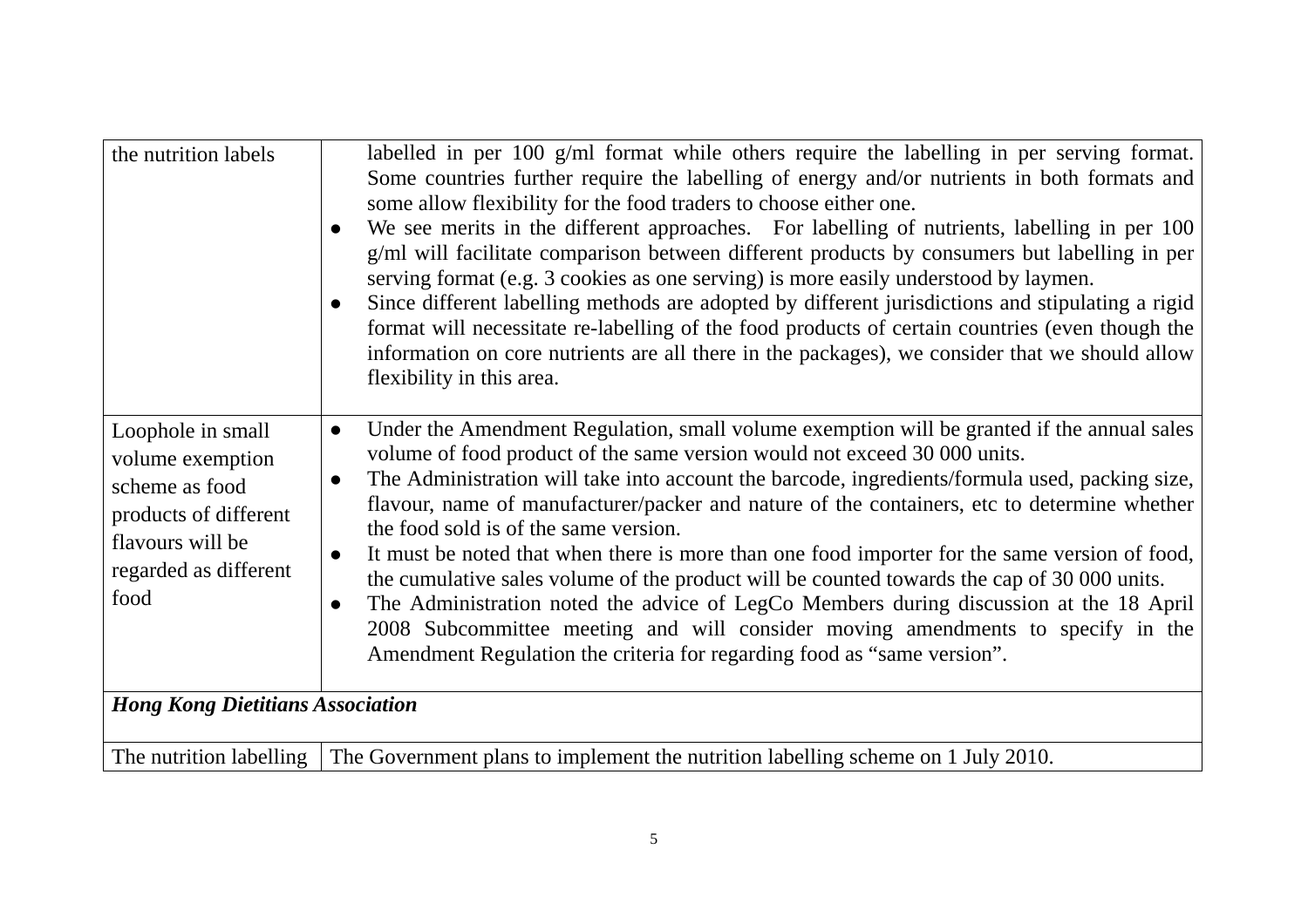| | |
|---|---|
| the nutrition labels | labelled in per 100 g/ml format while others require the labelling in per serving format. Some countries further require the labelling of energy and/or nutrients in both formats and some allow flexibility for the food traders to choose either one.<br>● We see merits in the different approaches. For labelling of nutrients, labelling in per 100 g/ml will facilitate comparison between different products by consumers but labelling in per serving format (e.g. 3 cookies as one serving) is more easily understood by laymen.<br>● Since different labelling methods are adopted by different jurisdictions and stipulating a rigid format will necessitate re-labelling of the food products of certain countries (even though the information on core nutrients are all there in the packages), we consider that we should allow flexibility in this area. |
| Loophole in small volume exemption scheme as food products of different flavours will be regarded as different food | ● Under the Amendment Regulation, small volume exemption will be granted if the annual sales volume of food product of the same version would not exceed 30 000 units.<br>● The Administration will take into account the barcode, ingredients/formula used, packing size, flavour, name of manufacturer/packer and nature of the containers, etc to determine whether the food sold is of the same version.<br>● It must be noted that when there is more than one food importer for the same version of food, the cumulative sales volume of the product will be counted towards the cap of 30 000 units.<br>● The Administration noted the advice of LegCo Members during discussion at the 18 April 2008 Subcommittee meeting and will consider moving amendments to specify in the Amendment Regulation the criteria for regarding food as "same version". |
| ***Hong Kong Dietitians Association*** | |
| The nutrition labelling | The Government plans to implement the nutrition labelling scheme on 1 July 2010. |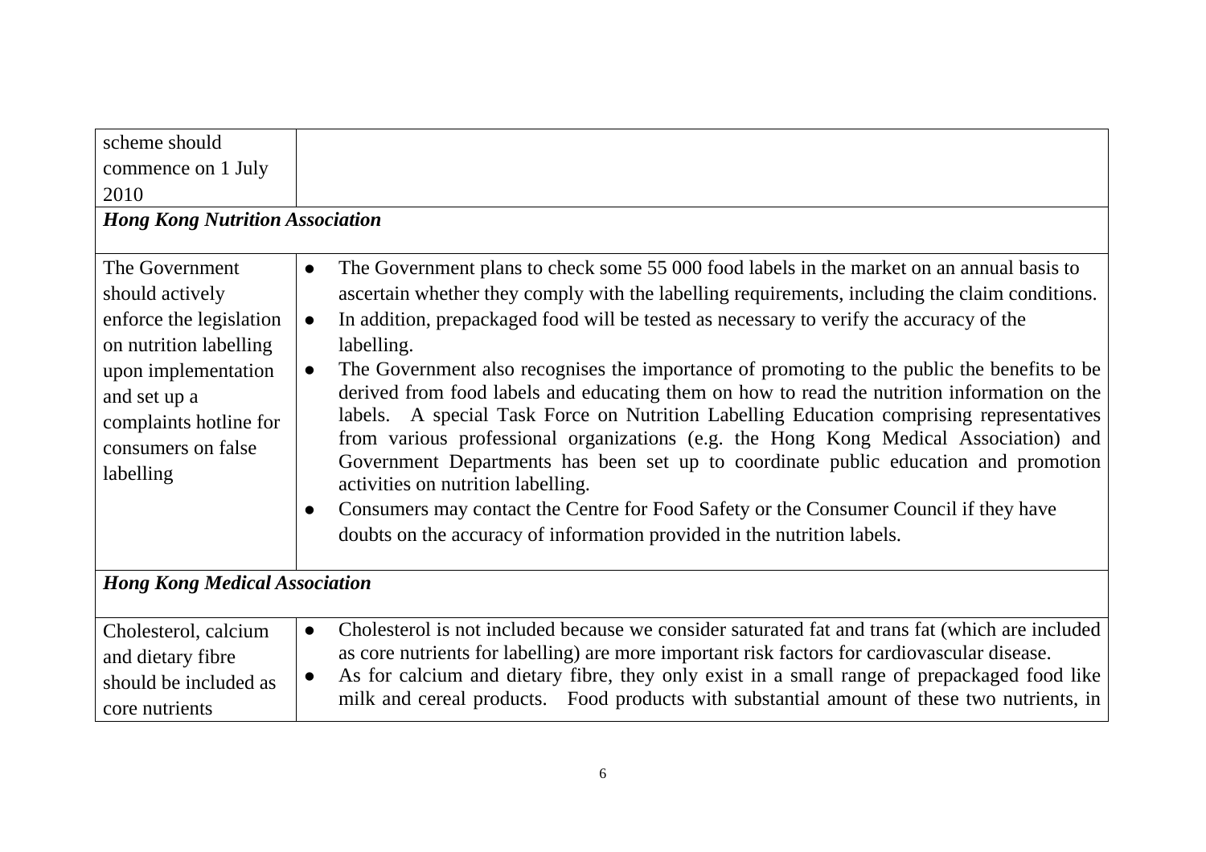| | |
|---|---|
| scheme should commence on 1 July 2010 | |
| ***Hong Kong Nutrition Association*** | |
| The Government should actively enforce the legislation on nutrition labelling upon implementation and set up a complaints hotline for consumers on false labelling | • The Government plans to check some 55 000 food labels in the market on an annual basis to ascertain whether they comply with the labelling requirements, including the claim conditions.<br>• In addition, prepackaged food will be tested as necessary to verify the accuracy of the labelling.<br>• The Government also recognises the importance of promoting to the public the benefits to be derived from food labels and educating them on how to read the nutrition information on the labels. A special Task Force on Nutrition Labelling Education comprising representatives from various professional organizations (e.g. the Hong Kong Medical Association) and Government Departments has been set up to coordinate public education and promotion activities on nutrition labelling.<br>• Consumers may contact the Centre for Food Safety or the Consumer Council if they have doubts on the accuracy of information provided in the nutrition labels. |
| ***Hong Kong Medical Association*** | |
| Cholesterol, calcium and dietary fibre should be included as core nutrients | • Cholesterol is not included because we consider saturated fat and trans fat (which are included as core nutrients for labelling) are more important risk factors for cardiovascular disease.<br>• As for calcium and dietary fibre, they only exist in a small range of prepackaged food like milk and cereal products. Food products with substantial amount of these two nutrients, in |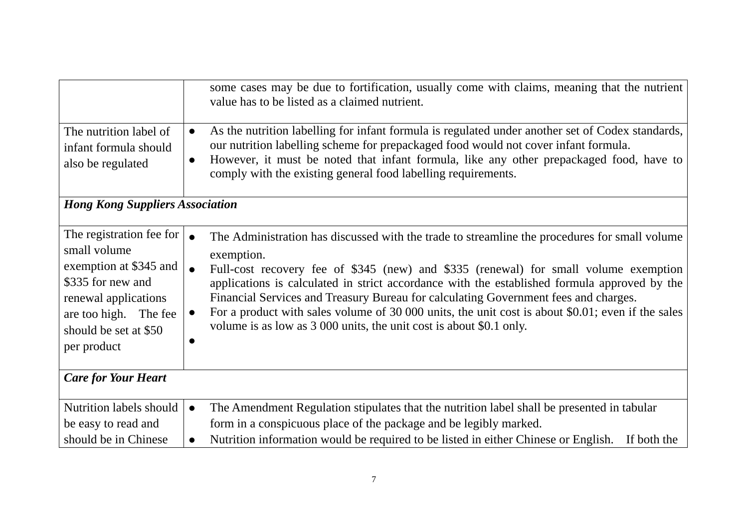| | |
|---|---|
| | some cases may be due to fortification, usually come with claims, meaning that the nutrient value has to be listed as a claimed nutrient. |
| The nutrition label of infant formula should also be regulated | ● As the nutrition labelling for infant formula is regulated under another set of Codex standards, our nutrition labelling scheme for prepackaged food would not cover infant formula. <br> ● However, it must be noted that infant formula, like any other prepackaged food, have to comply with the existing general food labelling requirements. |
| ***Hong Kong Suppliers Association*** | |
| The registration fee for small volume exemption at $345 and $335 for new and renewal applications are too high. The fee should be set at $50 per product | ● The Administration has discussed with the trade to streamline the procedures for small volume exemption. <br> ● Full-cost recovery fee of $345 (new) and $335 (renewal) for small volume exemption applications is calculated in strict accordance with the established formula approved by the Financial Services and Treasury Bureau for calculating Government fees and charges. <br> ● For a product with sales volume of 30 000 units, the unit cost is about $0.01; even if the sales volume is as low as 3 000 units, the unit cost is about $0.1 only. <br> ● |
| ***Care for Your Heart*** | |
| Nutrition labels should be easy to read and should be in Chinese | ● The Amendment Regulation stipulates that the nutrition label shall be presented in tabular form in a conspicuous place of the package and be legibly marked. <br> ● Nutrition information would be required to be listed in either Chinese or English. If both the |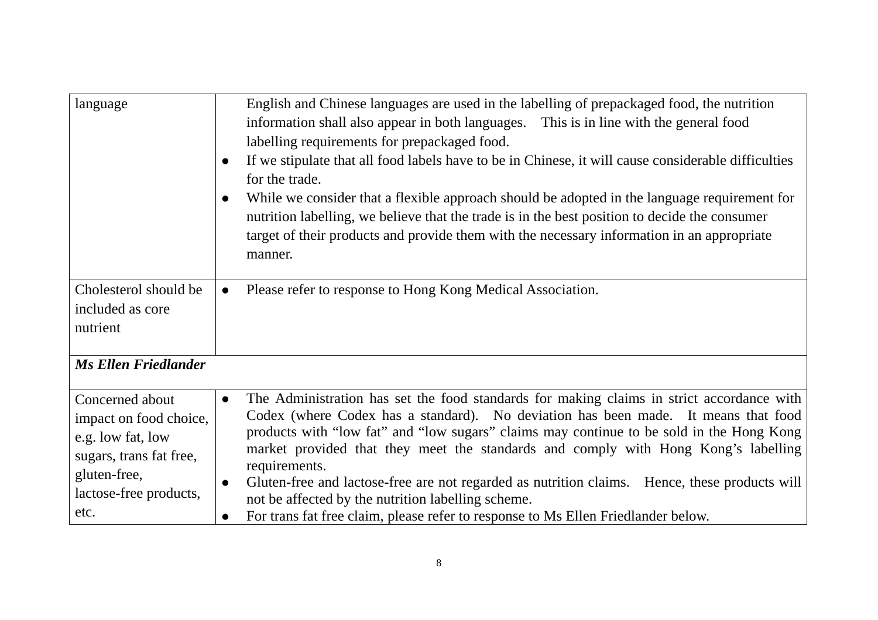| | |
|---|---|
| language | English and Chinese languages are used in the labelling of prepackaged food, the nutrition information shall also appear in both languages. This is in line with the general food labelling requirements for prepackaged food.<br>● If we stipulate that all food labels have to be in Chinese, it will cause considerable difficulties for the trade.<br>● While we consider that a flexible approach should be adopted in the language requirement for nutrition labelling, we believe that the trade is in the best position to decide the consumer target of their products and provide them with the necessary information in an appropriate manner. |
| Cholesterol should be included as core nutrient | ● Please refer to response to Hong Kong Medical Association. |
| ***Ms Ellen Friedlander*** | |
| Concerned about impact on food choice, e.g. low fat, low sugars, trans fat free, gluten-free, lactose-free products, etc. | ● The Administration has set the food standards for making claims in strict accordance with Codex (where Codex has a standard). No deviation has been made. It means that food products with "low fat" and "low sugars" claims may continue to be sold in the Hong Kong market provided that they meet the standards and comply with Hong Kong's labelling requirements.<br>● Gluten-free and lactose-free are not regarded as nutrition claims. Hence, these products will not be affected by the nutrition labelling scheme.<br>● For trans fat free claim, please refer to response to Ms Ellen Friedlander below. |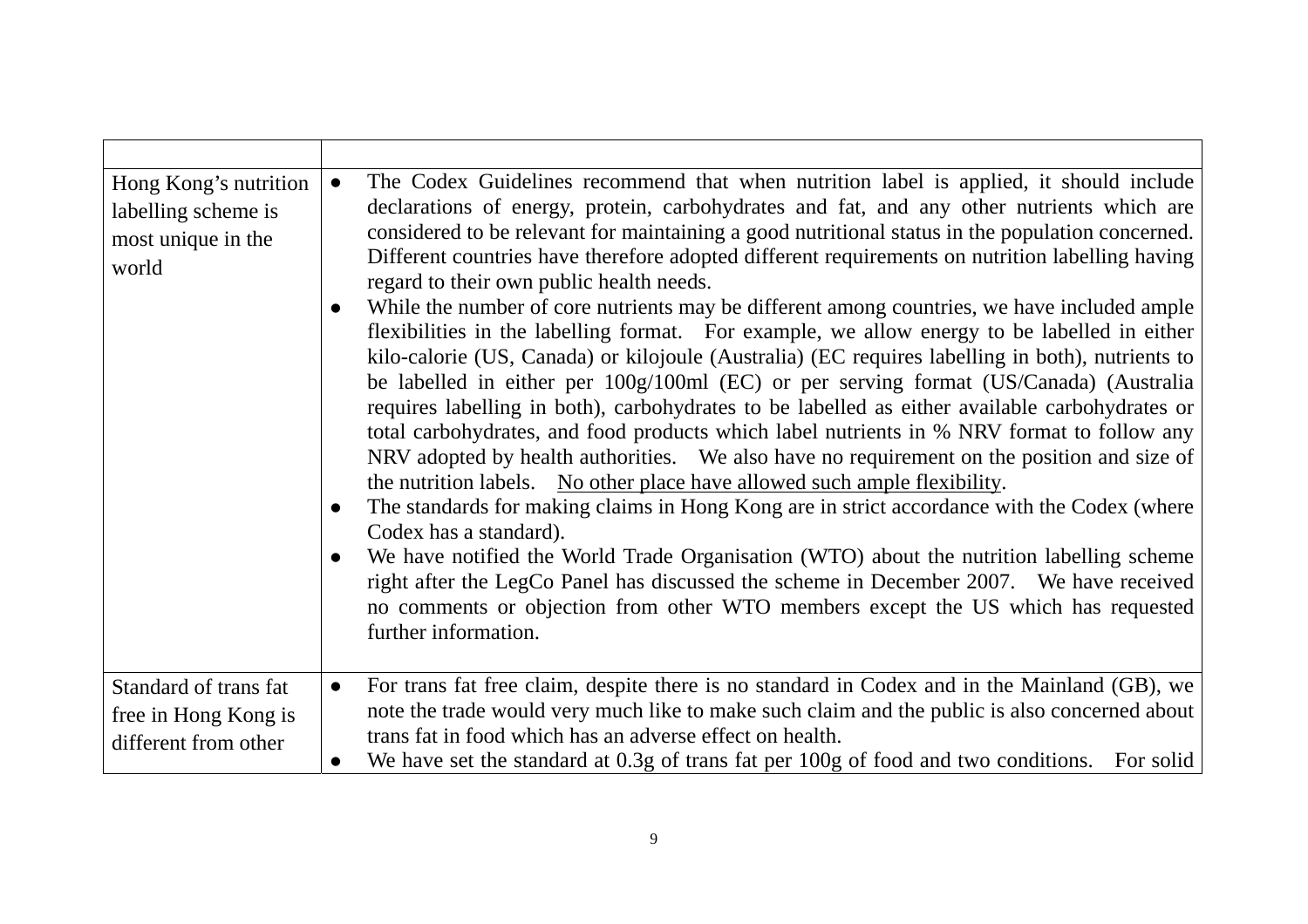| | |
|---|---|
| Hong Kong's nutrition labelling scheme is most unique in the world | • The Codex Guidelines recommend that when nutrition label is applied, it should include declarations of energy, protein, carbohydrates and fat, and any other nutrients which are considered to be relevant for maintaining a good nutritional status in the population concerned. Different countries have therefore adopted different requirements on nutrition labelling having regard to their own public health needs.<br>• While the number of core nutrients may be different among countries, we have included ample flexibilities in the labelling format. For example, we allow energy to be labelled in either kilo-calorie (US, Canada) or kilojoule (Australia) (EC requires labelling in both), nutrients to be labelled in either per 100g/100ml (EC) or per serving format (US/Canada) (Australia requires labelling in both), carbohydrates to be labelled as either available carbohydrates or total carbohydrates, and food products which label nutrients in % NRV format to follow any NRV adopted by health authorities. We also have no requirement on the position and size of the nutrition labels. <u>No other place have allowed such ample flexibility</u>.<br>• The standards for making claims in Hong Kong are in strict accordance with the Codex (where Codex has a standard).<br>• We have notified the World Trade Organisation (WTO) about the nutrition labelling scheme right after the LegCo Panel has discussed the scheme in December 2007. We have received no comments or objection from other WTO members except the US which has requested further information. |
| Standard of trans fat free in Hong Kong is different from other | • For trans fat free claim, despite there is no standard in Codex and in the Mainland (GB), we note the trade would very much like to make such claim and the public is also concerned about trans fat in food which has an adverse effect on health.<br>• We have set the standard at 0.3g of trans fat per 100g of food and two conditions. For solid |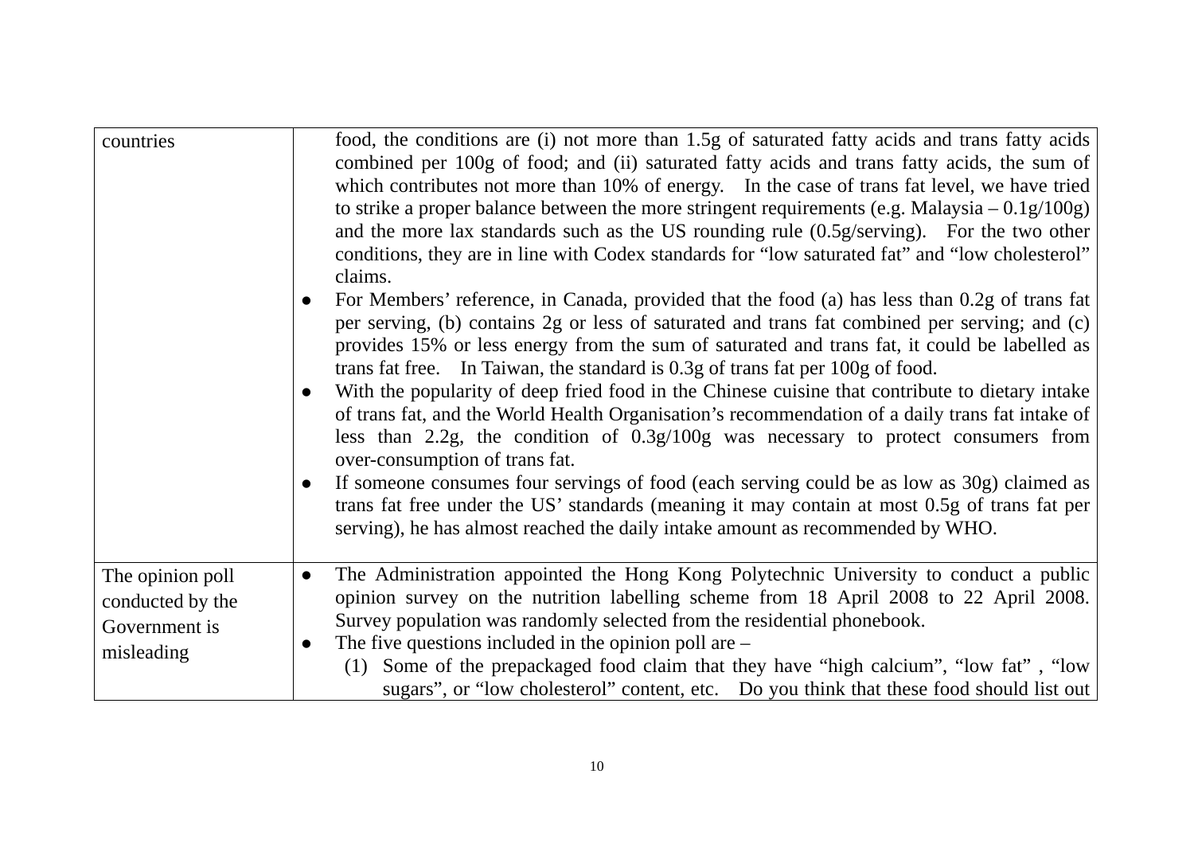| | |
|---|---|
| countries | food, the conditions are (i) not more than 1.5g of saturated fatty acids and trans fatty acids combined per 100g of food; and (ii) saturated fatty acids and trans fatty acids, the sum of which contributes not more than 10% of energy. In the case of trans fat level, we have tried to strike a proper balance between the more stringent requirements (e.g. Malaysia – 0.1g/100g) and the more lax standards such as the US rounding rule (0.5g/serving). For the two other conditions, they are in line with Codex standards for "low saturated fat" and "low cholesterol" claims.<br>● For Members' reference, in Canada, provided that the food (a) has less than 0.2g of trans fat per serving, (b) contains 2g or less of saturated and trans fat combined per serving; and (c) provides 15% or less energy from the sum of saturated and trans fat, it could be labelled as trans fat free. In Taiwan, the standard is 0.3g of trans fat per 100g of food.<br>● With the popularity of deep fried food in the Chinese cuisine that contribute to dietary intake of trans fat, and the World Health Organisation's recommendation of a daily trans fat intake of less than 2.2g, the condition of 0.3g/100g was necessary to protect consumers from over-consumption of trans fat.<br>● If someone consumes four servings of food (each serving could be as low as 30g) claimed as trans fat free under the US' standards (meaning it may contain at most 0.5g of trans fat per serving), he has almost reached the daily intake amount as recommended by WHO. |
| The opinion poll conducted by the Government is misleading | ● The Administration appointed the Hong Kong Polytechnic University to conduct a public opinion survey on the nutrition labelling scheme from 18 April 2008 to 22 April 2008. Survey population was randomly selected from the residential phonebook.<br>● The five questions included in the opinion poll are –<br>(1) Some of the prepackaged food claim that they have "high calcium", "low fat" , "low sugars", or "low cholesterol" content, etc. Do you think that these food should list out |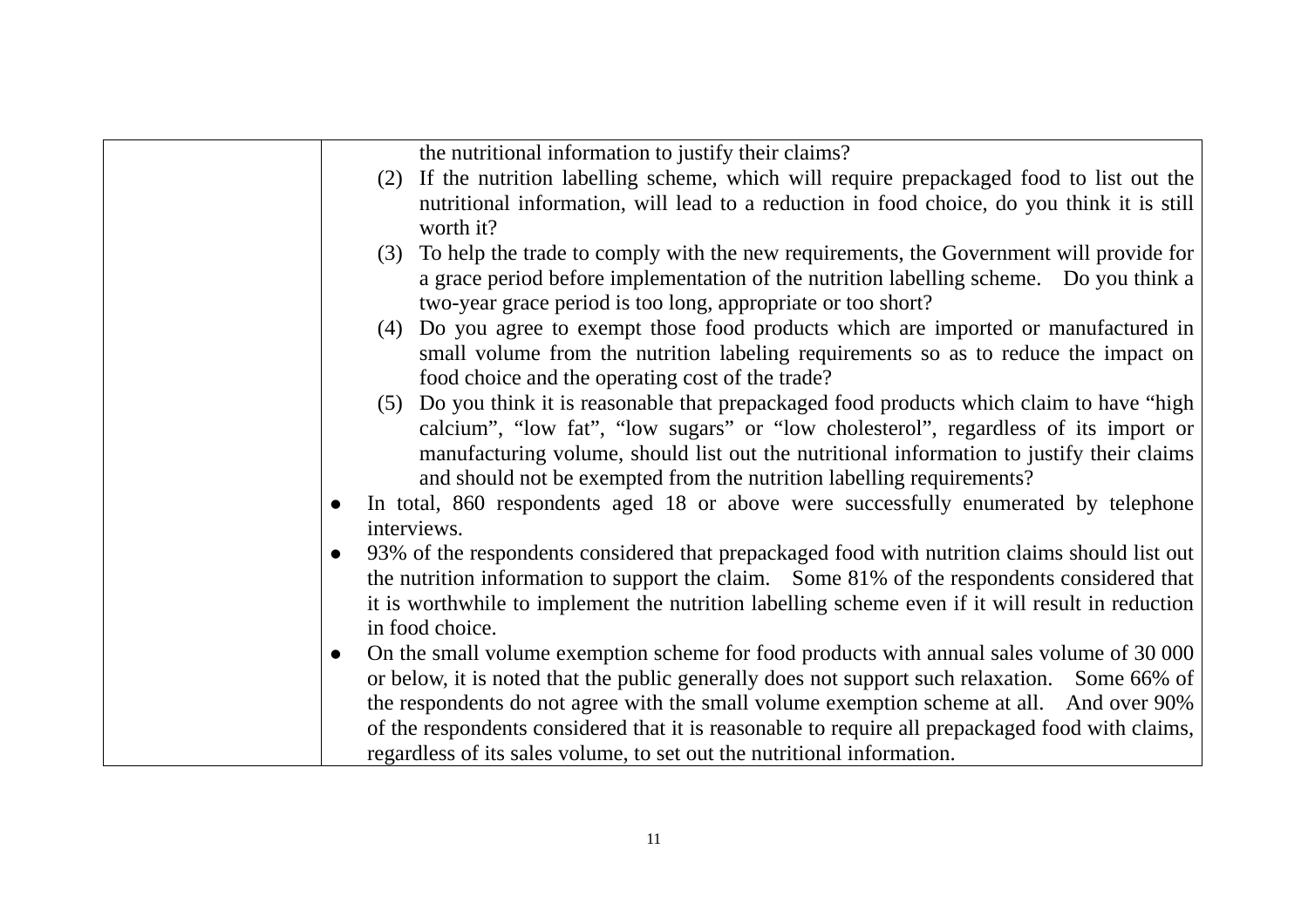|  | the nutritional information to justify their claims?<br>(2) If the nutrition labelling scheme, which will require prepackaged food to list out the nutritional information, will lead to a reduction in food choice, do you think it is still worth it?<br>(3) To help the trade to comply with the new requirements, the Government will provide for a grace period before implementation of the nutrition labelling scheme. Do you think a two-year grace period is too long, appropriate or too short?<br>(4) Do you agree to exempt those food products which are imported or manufactured in small volume from the nutrition labeling requirements so as to reduce the impact on food choice and the operating cost of the trade?<br>(5) Do you think it is reasonable that prepackaged food products which claim to have "high calcium", "low fat", "low sugars" or "low cholesterol", regardless of its import or manufacturing volume, should list out the nutritional information to justify their claims and should not be exempted from the nutrition labelling requirements?<br>● In total, 860 respondents aged 18 or above were successfully enumerated by telephone interviews.<br>● 93% of the respondents considered that prepackaged food with nutrition claims should list out the nutrition information to support the claim. Some 81% of the respondents considered that it is worthwhile to implement the nutrition labelling scheme even if it will result in reduction in food choice.<br>● On the small volume exemption scheme for food products with annual sales volume of 30 000 or below, it is noted that the public generally does not support such relaxation. Some 66% of the respondents do not agree with the small volume exemption scheme at all. And over 90% of the respondents considered that it is reasonable to require all prepackaged food with claims, regardless of its sales volume, to set out the nutritional information. |
|---|---|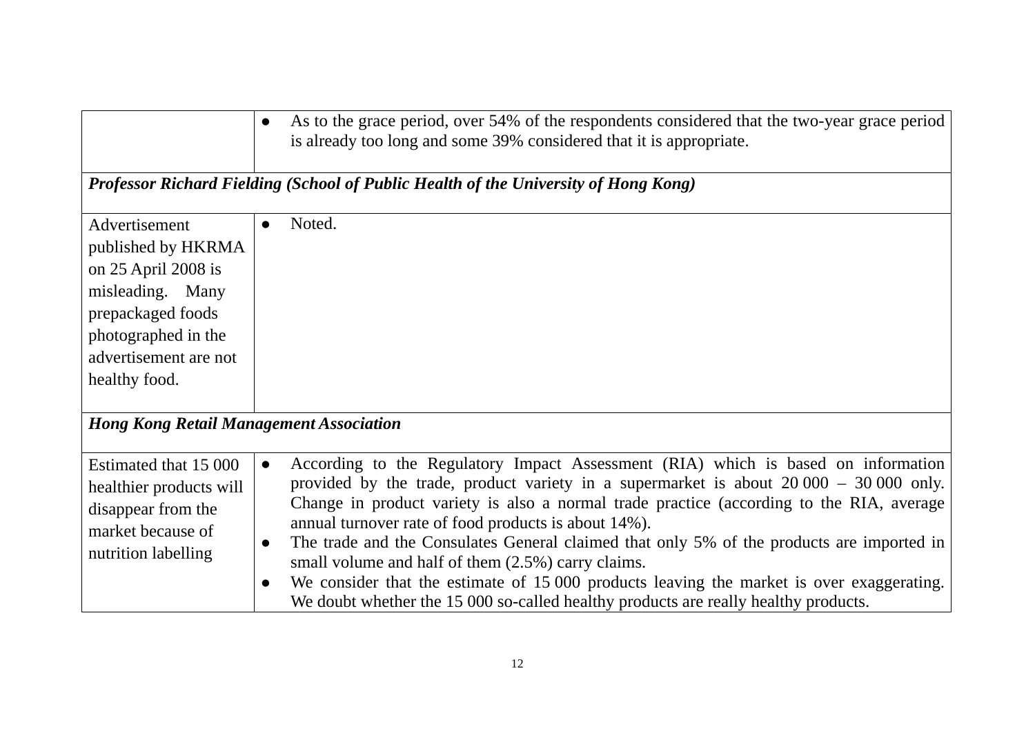| | |
|---|---|
| | ● As to the grace period, over 54% of the respondents considered that the two-year grace period is already too long and some 39% considered that it is appropriate. |
| ***Professor Richard Fielding (School of Public Health of the University of Hong Kong)*** | |
| Advertisement published by HKRMA on 25 April 2008 is misleading. Many prepackaged foods photographed in the advertisement are not healthy food. | ● Noted. |
| ***Hong Kong Retail Management Association*** | |
| Estimated that 15 000 healthier products will disappear from the market because of nutrition labelling | ● According to the Regulatory Impact Assessment (RIA) which is based on information provided by the trade, product variety in a supermarket is about 20 000 – 30 000 only. Change in product variety is also a normal trade practice (according to the RIA, average annual turnover rate of food products is about 14%).<br>● The trade and the Consulates General claimed that only 5% of the products are imported in small volume and half of them (2.5%) carry claims.<br>● We consider that the estimate of 15 000 products leaving the market is over exaggerating. We doubt whether the 15 000 so-called healthy products are really healthy products. |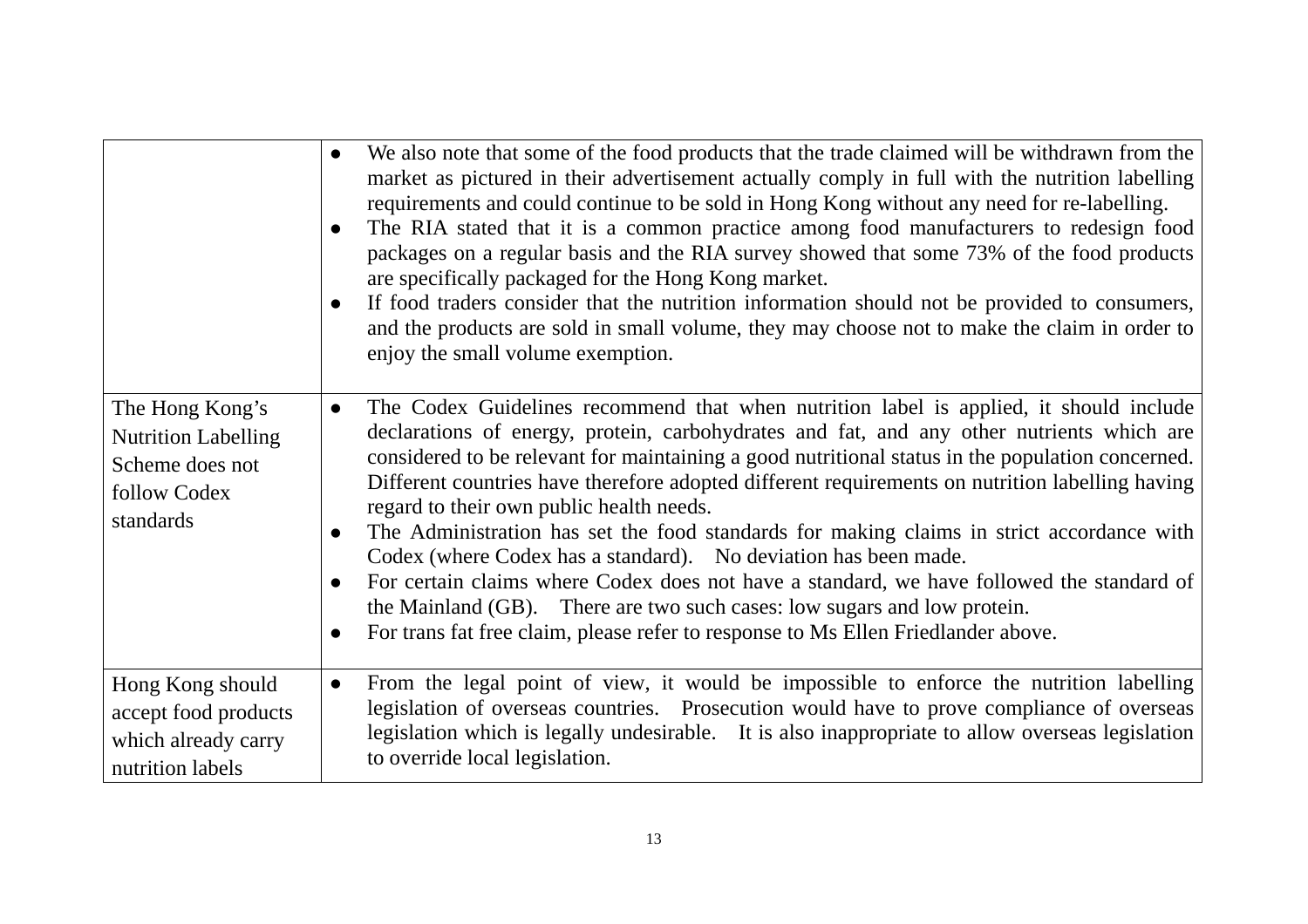| | |
|---|---|
| | • We also note that some of the food products that the trade claimed will be withdrawn from the market as pictured in their advertisement actually comply in full with the nutrition labelling requirements and could continue to be sold in Hong Kong without any need for re-labelling.<br>• The RIA stated that it is a common practice among food manufacturers to redesign food packages on a regular basis and the RIA survey showed that some 73% of the food products are specifically packaged for the Hong Kong market.<br>• If food traders consider that the nutrition information should not be provided to consumers, and the products are sold in small volume, they may choose not to make the claim in order to enjoy the small volume exemption. |
| The Hong Kong's Nutrition Labelling Scheme does not follow Codex standards | • The Codex Guidelines recommend that when nutrition label is applied, it should include declarations of energy, protein, carbohydrates and fat, and any other nutrients which are considered to be relevant for maintaining a good nutritional status in the population concerned. Different countries have therefore adopted different requirements on nutrition labelling having regard to their own public health needs.<br>• The Administration has set the food standards for making claims in strict accordance with Codex (where Codex has a standard). No deviation has been made.<br>• For certain claims where Codex does not have a standard, we have followed the standard of the Mainland (GB). There are two such cases: low sugars and low protein.<br>• For trans fat free claim, please refer to response to Ms Ellen Friedlander above. |
| Hong Kong should accept food products which already carry nutrition labels | • From the legal point of view, it would be impossible to enforce the nutrition labelling legislation of overseas countries. Prosecution would have to prove compliance of overseas legislation which is legally undesirable. It is also inappropriate to allow overseas legislation to override local legislation. |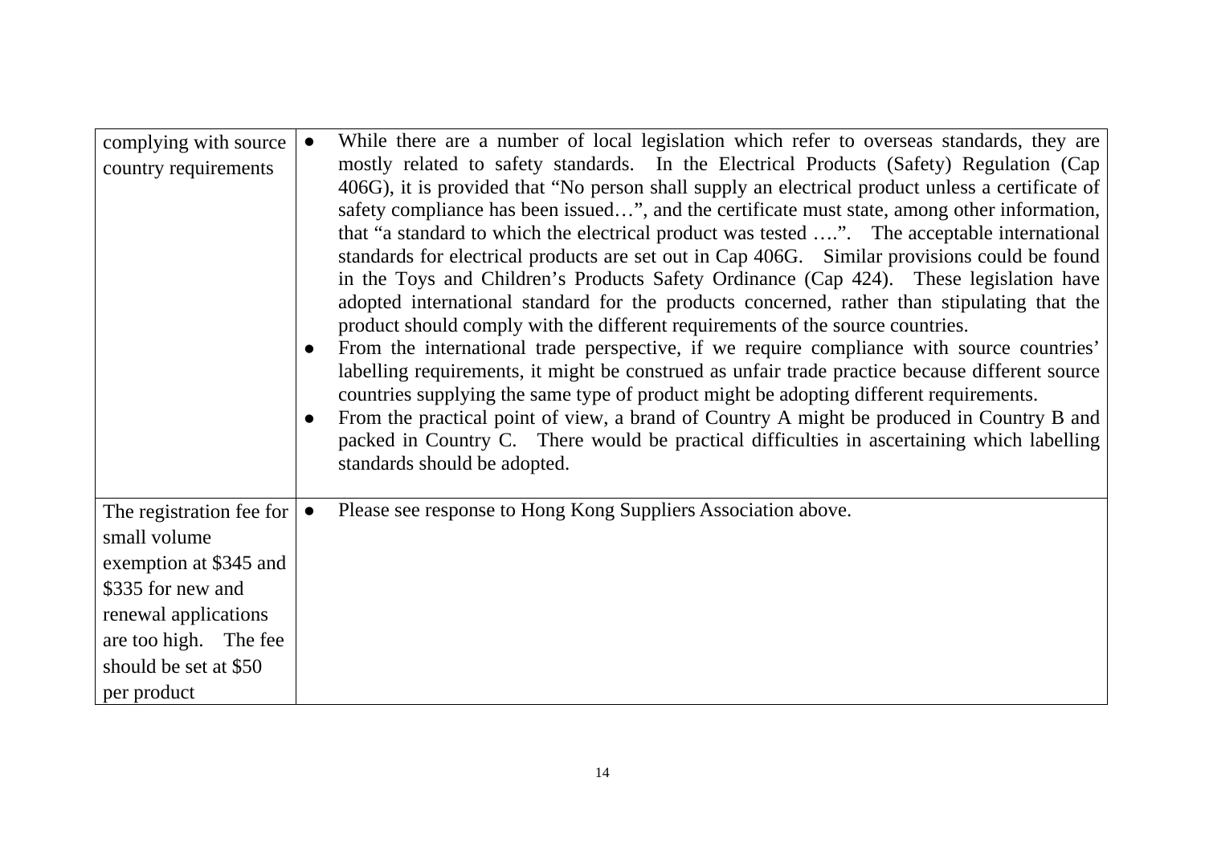| | |
|---|---|
| complying with source country requirements | • While there are a number of local legislation which refer to overseas standards, they are mostly related to safety standards. In the Electrical Products (Safety) Regulation (Cap 406G), it is provided that "No person shall supply an electrical product unless a certificate of safety compliance has been issued…", and the certificate must state, among other information, that "a standard to which the electrical product was tested ….". The acceptable international standards for electrical products are set out in Cap 406G. Similar provisions could be found in the Toys and Children's Products Safety Ordinance (Cap 424). These legislation have adopted international standard for the products concerned, rather than stipulating that the product should comply with the different requirements of the source countries.<br>• From the international trade perspective, if we require compliance with source countries' labelling requirements, it might be construed as unfair trade practice because different source countries supplying the same type of product might be adopting different requirements.<br>• From the practical point of view, a brand of Country A might be produced in Country B and packed in Country C. There would be practical difficulties in ascertaining which labelling standards should be adopted. |
| The registration fee for small volume exemption at $345 and $335 for new and renewal applications are too high. The fee should be set at $50 per product | • Please see response to Hong Kong Suppliers Association above. |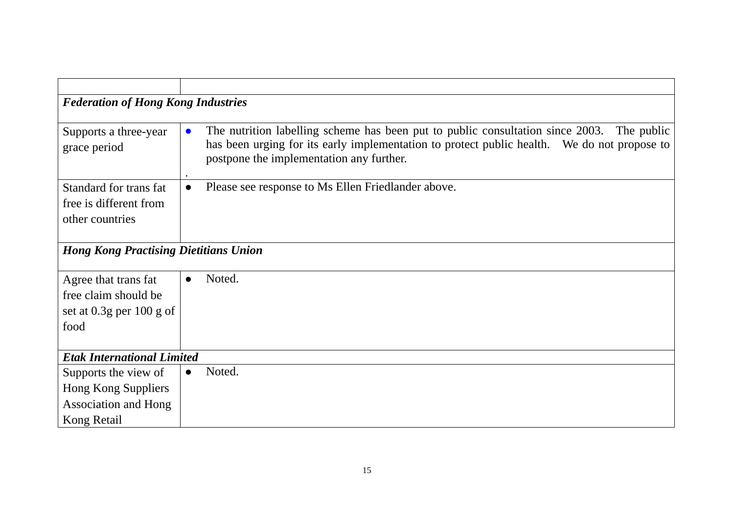| | |
|---|---|
| ***Federation of Hong Kong Industries*** | |
| Supports a three-year grace period | ● The nutrition labelling scheme has been put to public consultation since 2003. The public has been urging for its early implementation to protect public health. We do not propose to postpone the implementation any further. . |
| Standard for trans fat free is different from other countries | ● Please see response to Ms Ellen Friedlander above. |
| ***Hong Kong Practising Dietitians Union*** | |
| Agree that trans fat free claim should be set at 0.3g per 100 g of food | ● Noted. |
| ***Etak International Limited*** | |
| Supports the view of Hong Kong Suppliers Association and Hong Kong Retail | ● Noted. |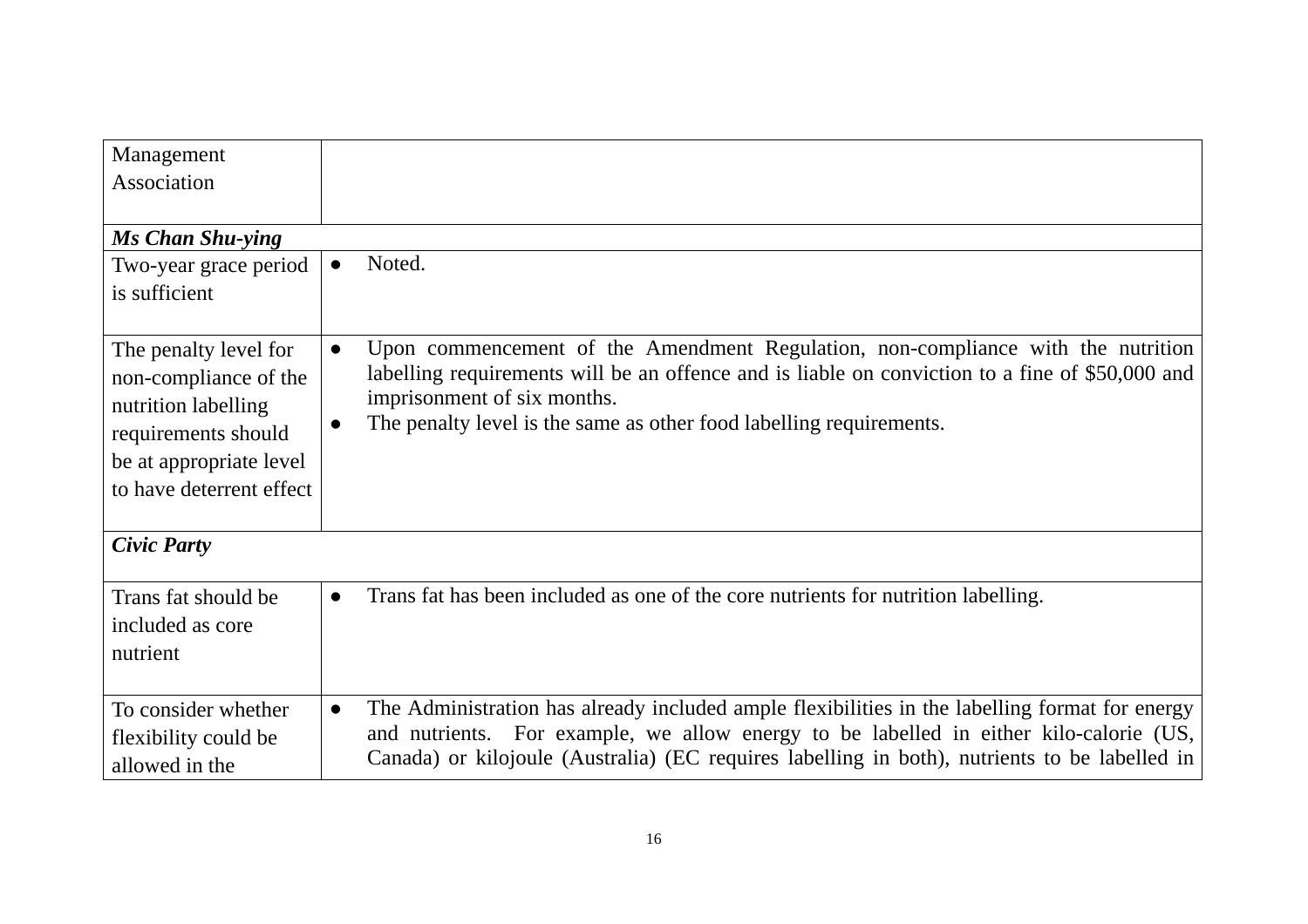| | |
|---|---|
| Management Association | |
| ***Ms Chan Shu-ying*** | |
| Two-year grace period is sufficient | ● Noted. |
| The penalty level for non-compliance of the nutrition labelling requirements should be at appropriate level to have deterrent effect | ● Upon commencement of the Amendment Regulation, non-compliance with the nutrition labelling requirements will be an offence and is liable on conviction to a fine of $50,000 and imprisonment of six months.<br>● The penalty level is the same as other food labelling requirements. |
| ***Civic Party*** | |
| Trans fat should be included as core nutrient | ● Trans fat has been included as one of the core nutrients for nutrition labelling. |
| To consider whether flexibility could be allowed in the | ● The Administration has already included ample flexibilities in the labelling format for energy and nutrients. For example, we allow energy to be labelled in either kilo-calorie (US, Canada) or kilojoule (Australia) (EC requires labelling in both), nutrients to be labelled in |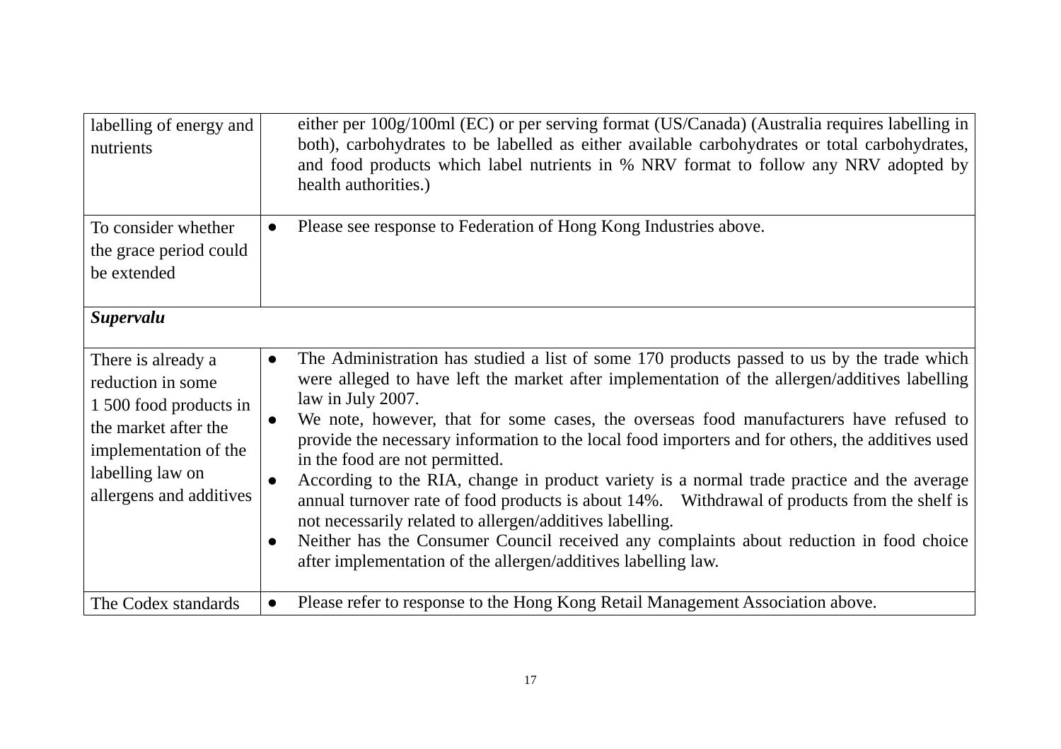| | |
|---|---|
| labelling of energy and nutrients | either per 100g/100ml (EC) or per serving format (US/Canada) (Australia requires labelling in both), carbohydrates to be labelled as either available carbohydrates or total carbohydrates, and food products which label nutrients in % NRV format to follow any NRV adopted by health authorities.) |
| To consider whether the grace period could be extended | ● Please see response to Federation of Hong Kong Industries above. |
| ***Supervalu*** | |
| There is already a reduction in some 1 500 food products in the market after the implementation of the labelling law on allergens and additives | ● The Administration has studied a list of some 170 products passed to us by the trade which were alleged to have left the market after implementation of the allergen/additives labelling law in July 2007.<br>● We note, however, that for some cases, the overseas food manufacturers have refused to provide the necessary information to the local food importers and for others, the additives used in the food are not permitted.<br>● According to the RIA, change in product variety is a normal trade practice and the average annual turnover rate of food products is about 14%. Withdrawal of products from the shelf is not necessarily related to allergen/additives labelling.<br>● Neither has the Consumer Council received any complaints about reduction in food choice after implementation of the allergen/additives labelling law. |
| The Codex standards | ● Please refer to response to the Hong Kong Retail Management Association above. |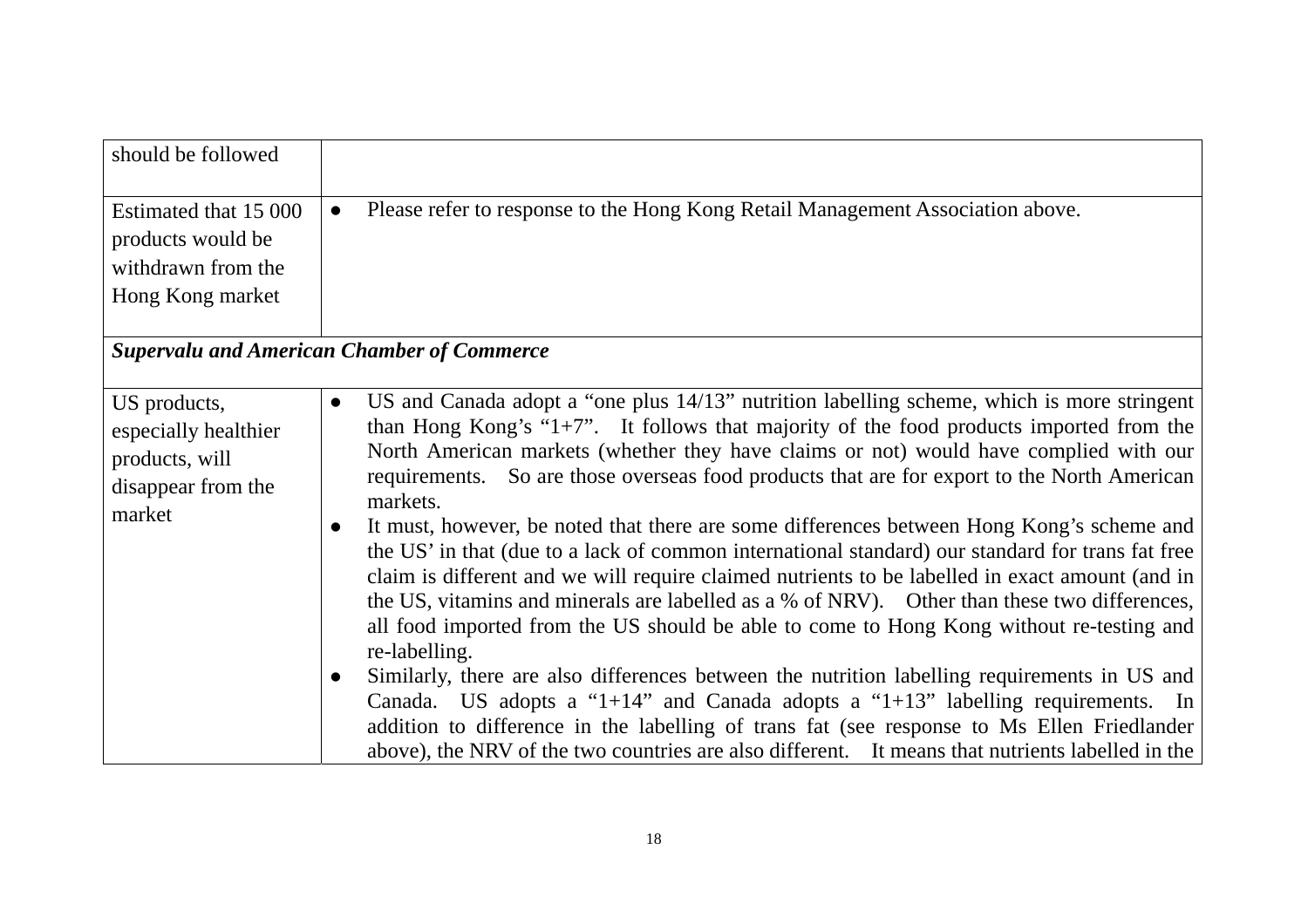| | |
|---|---|
| should be followed | |
| Estimated that 15 000 products would be withdrawn from the Hong Kong market | ● Please refer to response to the Hong Kong Retail Management Association above. |
| ***Supervalu and American Chamber of Commerce*** | |
| US products, especially healthier products, will disappear from the market | ● US and Canada adopt a "one plus 14/13" nutrition labelling scheme, which is more stringent than Hong Kong's "1+7". It follows that majority of the food products imported from the North American markets (whether they have claims or not) would have complied with our requirements. So are those overseas food products that are for export to the North American markets.<br>● It must, however, be noted that there are some differences between Hong Kong's scheme and the US' in that (due to a lack of common international standard) our standard for trans fat free claim is different and we will require claimed nutrients to be labelled in exact amount (and in the US, vitamins and minerals are labelled as a % of NRV). Other than these two differences, all food imported from the US should be able to come to Hong Kong without re-testing and re-labelling.<br>● Similarly, there are also differences between the nutrition labelling requirements in US and Canada. US adopts a "1+14" and Canada adopts a "1+13" labelling requirements. In addition to difference in the labelling of trans fat (see response to Ms Ellen Friedlander above), the NRV of the two countries are also different. It means that nutrients labelled in the |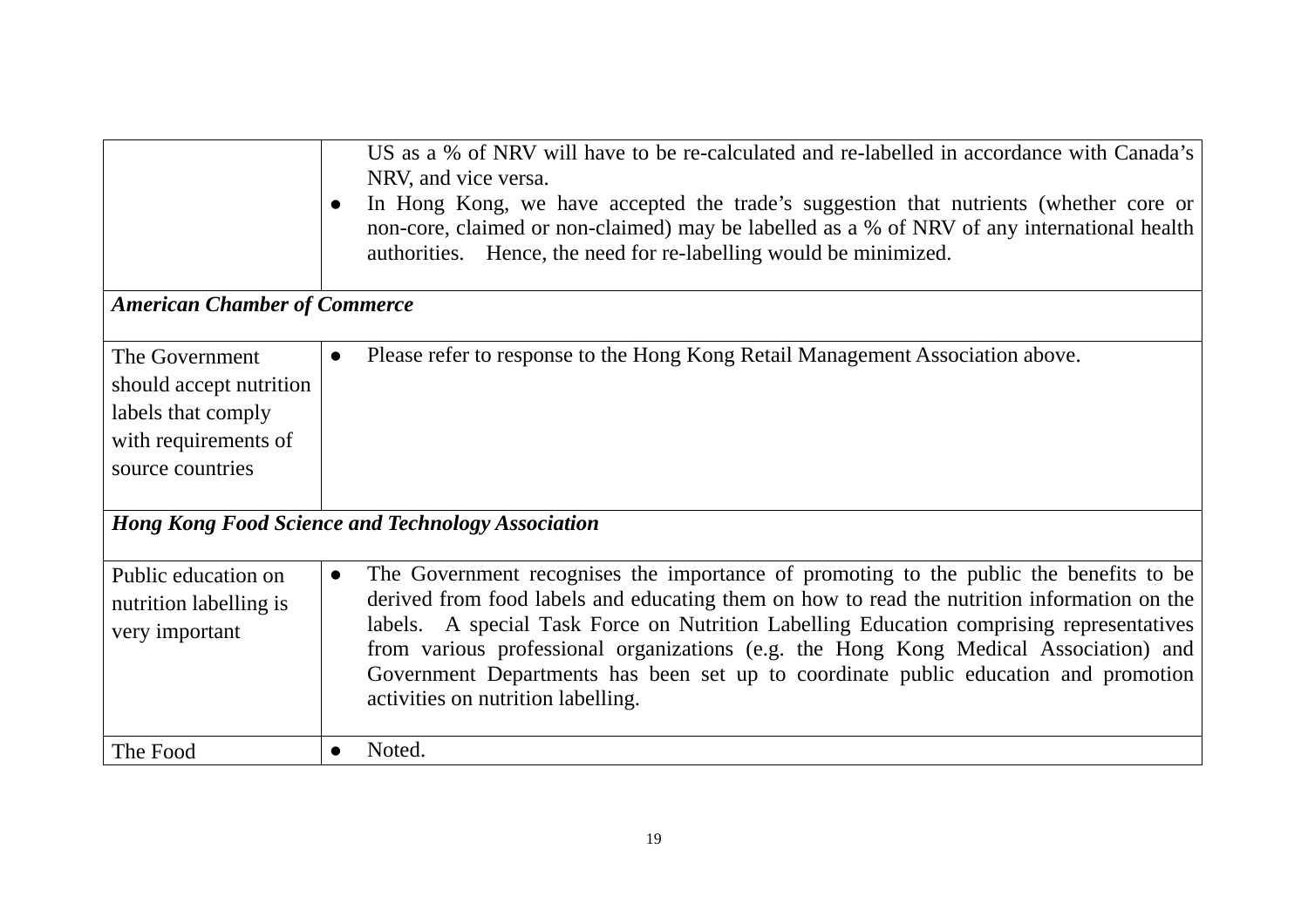| | |
|---|---|
| | US as a % of NRV will have to be re-calculated and re-labelled in accordance with Canada's NRV, and vice versa.<br>● In Hong Kong, we have accepted the trade's suggestion that nutrients (whether core or non-core, claimed or non-claimed) may be labelled as a % of NRV of any international health authorities. Hence, the need for re-labelling would be minimized. |
| ***American Chamber of Commerce*** | |
| The Government should accept nutrition labels that comply with requirements of source countries | ● Please refer to response to the Hong Kong Retail Management Association above. |
| ***Hong Kong Food Science and Technology Association*** | |
| Public education on nutrition labelling is very important | ● The Government recognises the importance of promoting to the public the benefits to be derived from food labels and educating them on how to read the nutrition information on the labels. A special Task Force on Nutrition Labelling Education comprising representatives from various professional organizations (e.g. the Hong Kong Medical Association) and Government Departments has been set up to coordinate public education and promotion activities on nutrition labelling. |
| The Food | ● Noted. |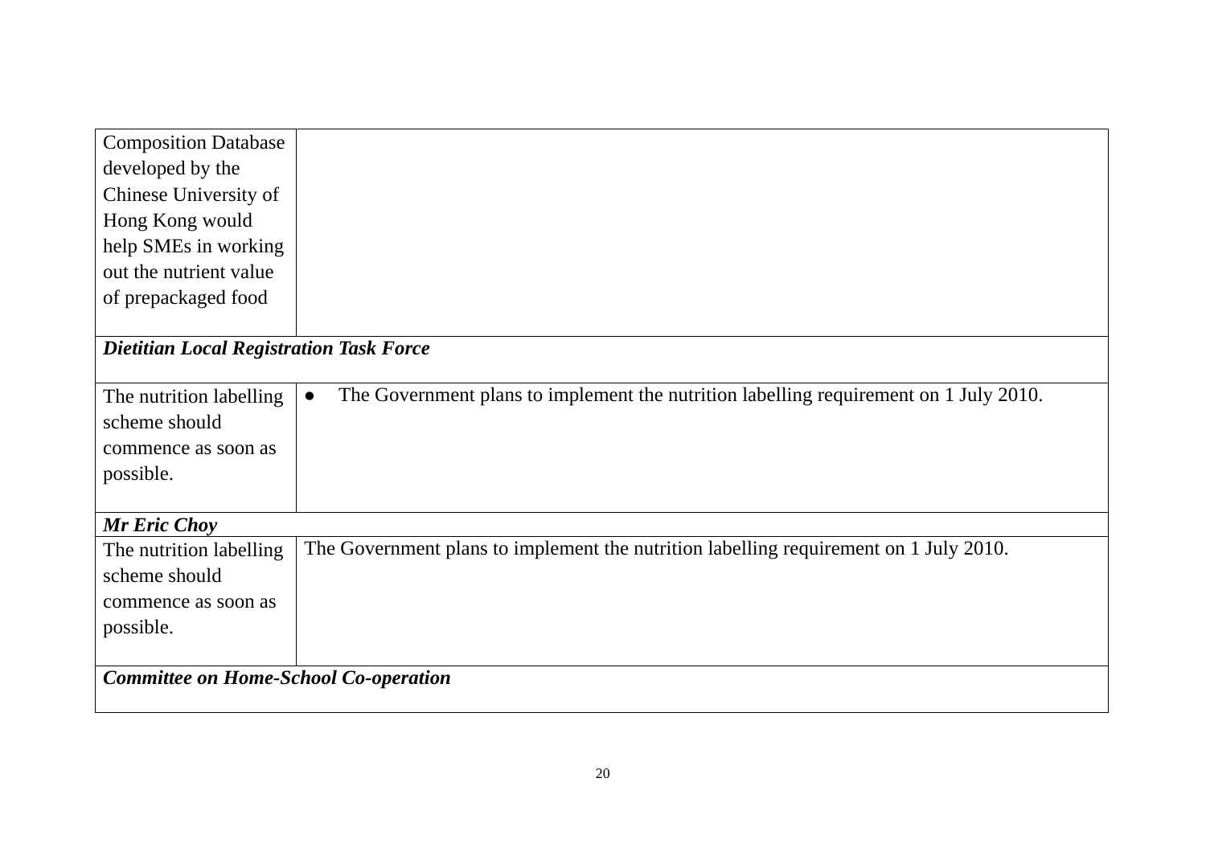| | |
|---|---|
| Composition Database developed by the Chinese University of Hong Kong would help SMEs in working out the nutrient value of prepackaged food | |
| ***Dietitian Local Registration Task Force*** | |
| The nutrition labelling scheme should commence as soon as possible. | • The Government plans to implement the nutrition labelling requirement on 1 July 2010. |
| ***Mr Eric Choy*** | |
| The nutrition labelling scheme should commence as soon as possible. | The Government plans to implement the nutrition labelling requirement on 1 July 2010. |
| ***Committee on Home-School Co-operation*** | |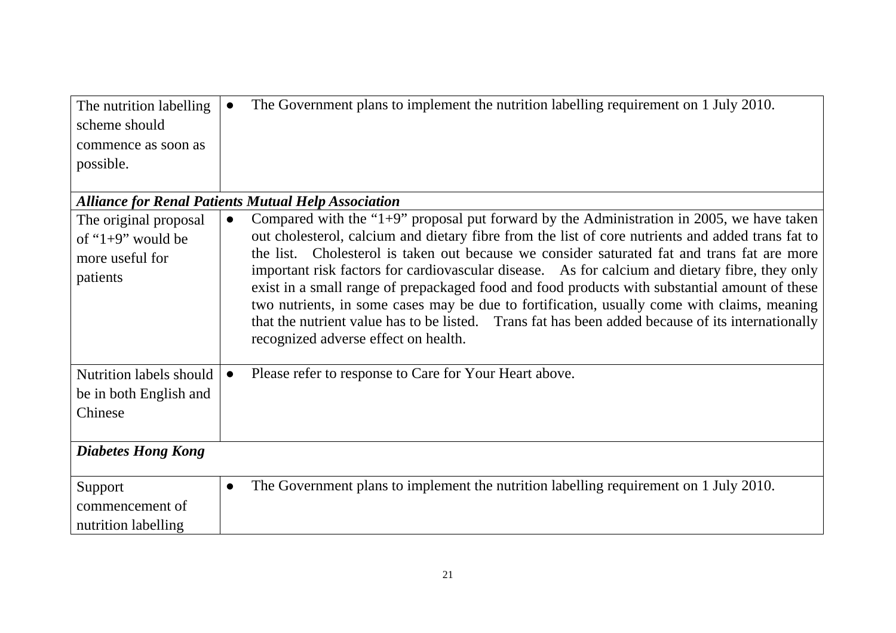| | |
|---|---|
| The nutrition labelling scheme should commence as soon as possible. | ● The Government plans to implement the nutrition labelling requirement on 1 July 2010. |
| ***Alliance for Renal Patients Mutual Help Association*** | |
| The original proposal of "1+9" would be more useful for patients | ● Compared with the "1+9" proposal put forward by the Administration in 2005, we have taken out cholesterol, calcium and dietary fibre from the list of core nutrients and added trans fat to the list. Cholesterol is taken out because we consider saturated fat and trans fat are more important risk factors for cardiovascular disease. As for calcium and dietary fibre, they only exist in a small range of prepackaged food and food products with substantial amount of these two nutrients, in some cases may be due to fortification, usually come with claims, meaning that the nutrient value has to be listed. Trans fat has been added because of its internationally recognized adverse effect on health. |
| Nutrition labels should be in both English and Chinese | ● Please refer to response to Care for Your Heart above. |
| ***Diabetes Hong Kong*** | |
| Support commencement of nutrition labelling | ● The Government plans to implement the nutrition labelling requirement on 1 July 2010. |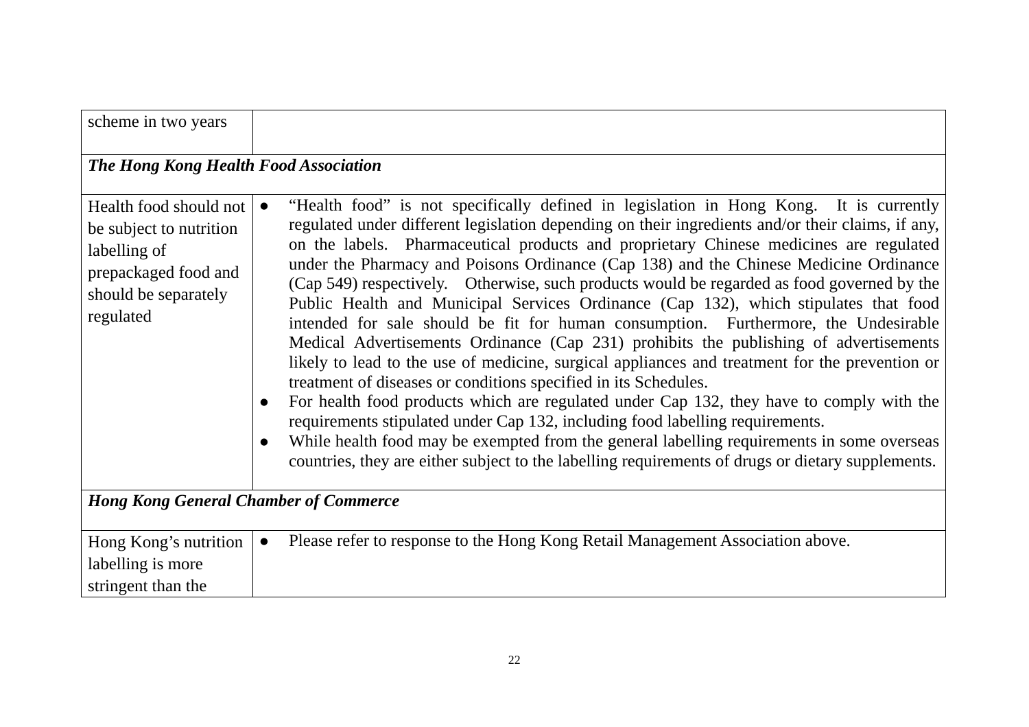| | |
|---|---|
| scheme in two years | |
| ***The Hong Kong Health Food Association*** | |
| Health food should not be subject to nutrition labelling of prepackaged food and should be separately regulated | ● "Health food" is not specifically defined in legislation in Hong Kong. It is currently regulated under different legislation depending on their ingredients and/or their claims, if any, on the labels. Pharmaceutical products and proprietary Chinese medicines are regulated under the Pharmacy and Poisons Ordinance (Cap 138) and the Chinese Medicine Ordinance (Cap 549) respectively. Otherwise, such products would be regarded as food governed by the Public Health and Municipal Services Ordinance (Cap 132), which stipulates that food intended for sale should be fit for human consumption. Furthermore, the Undesirable Medical Advertisements Ordinance (Cap 231) prohibits the publishing of advertisements likely to lead to the use of medicine, surgical appliances and treatment for the prevention or treatment of diseases or conditions specified in its Schedules.<br>● For health food products which are regulated under Cap 132, they have to comply with the requirements stipulated under Cap 132, including food labelling requirements.<br>● While health food may be exempted from the general labelling requirements in some overseas countries, they are either subject to the labelling requirements of drugs or dietary supplements. |
| ***Hong Kong General Chamber of Commerce*** | |
| Hong Kong's nutrition labelling is more stringent than the | ● Please refer to response to the Hong Kong Retail Management Association above. |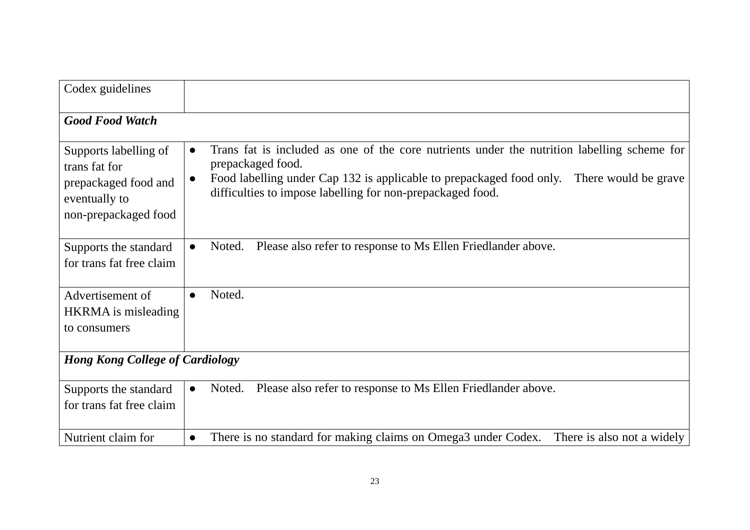| | |
|---|---|
| Codex guidelines | |
| ***Good Food Watch*** | |
| Supports labelling of trans fat for prepackaged food and eventually to non-prepackaged food | • Trans fat is included as one of the core nutrients under the nutrition labelling scheme for prepackaged food.<br>• Food labelling under Cap 132 is applicable to prepackaged food only. There would be grave difficulties to impose labelling for non-prepackaged food. |
| Supports the standard for trans fat free claim | • Noted. Please also refer to response to Ms Ellen Friedlander above. |
| Advertisement of HKRMA is misleading to consumers | • Noted. |
| ***Hong Kong College of Cardiology*** | |
| Supports the standard for trans fat free claim | • Noted. Please also refer to response to Ms Ellen Friedlander above. |
| Nutrient claim for | • There is no standard for making claims on Omega3 under Codex. There is also not a widely |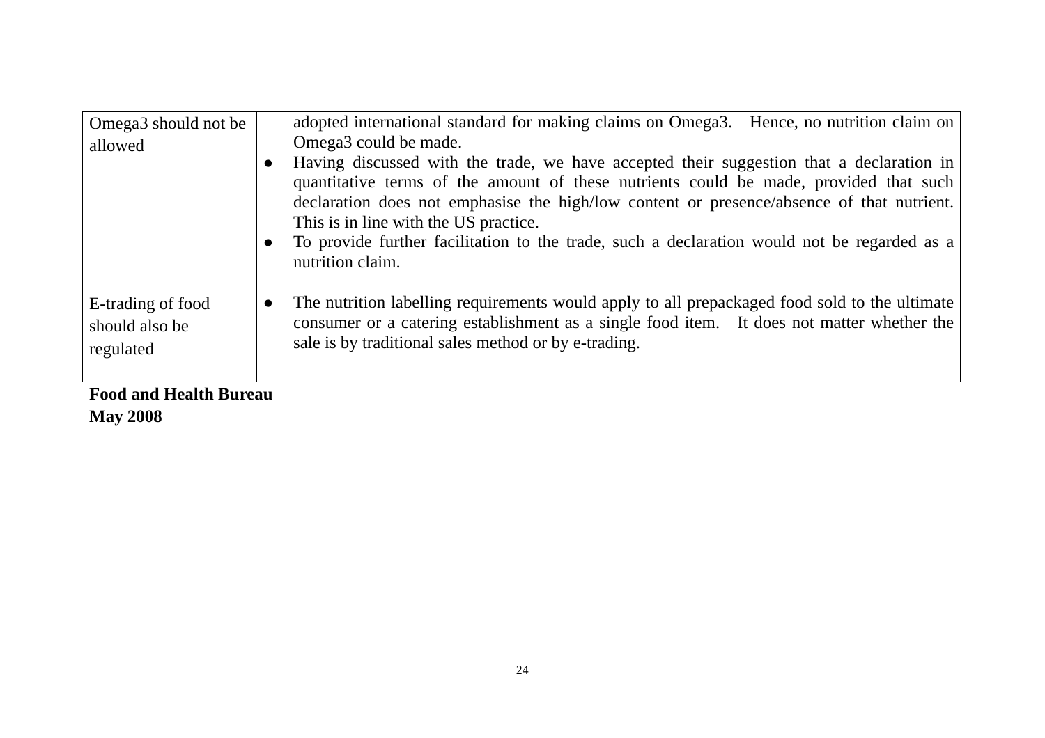| | |
|---|---|
| Omega3 should not be allowed | adopted international standard for making claims on Omega3. Hence, no nutrition claim on Omega3 could be made.<br>● Having discussed with the trade, we have accepted their suggestion that a declaration in quantitative terms of the amount of these nutrients could be made, provided that such declaration does not emphasise the high/low content or presence/absence of that nutrient. This is in line with the US practice.<br>● To provide further facilitation to the trade, such a declaration would not be regarded as a nutrition claim. |
| E-trading of food should also be regulated | ● The nutrition labelling requirements would apply to all prepackaged food sold to the ultimate consumer or a catering establishment as a single food item. It does not matter whether the sale is by traditional sales method or by e-trading. |

**Food and Health Bureau**
**May 2008**